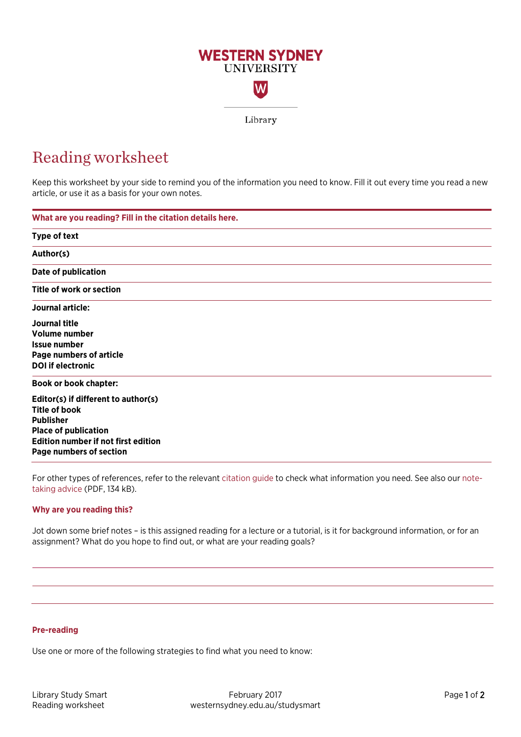WESTERN SYDNEY UNIVERSITY

Library

# Reading worksheet

Keep this worksheet by your side to remind you of the information you need to know. Fill it out every time you read a new article, or use it as a basis for your own notes.

## What are you reading? Fill in the citation details here.

**Type of text**

**Author(s)**

**Date of publication**

**Title of work or section**

**Journal article:**

**Journal title**
**Volume number**
**Issue number**
**Page numbers of article**
**DOI if electronic**

**Book or book chapter:**

**Editor(s) if different to author(s)**
**Title of book**
**Publisher**
**Place of publication**
**Edition number if not first edition**
**Page numbers of section**

For other types of references, refer to the relevant citation guide to check what information you need. See also our note-taking advice (PDF, 134 kB).

## Why are you reading this?

Jot down some brief notes – is this assigned reading for a lecture or a tutorial, is it for background information, or for an assignment? What do you hope to find out, or what are your reading goals?

## Pre-reading

Use one or more of the following strategies to find what you need to know: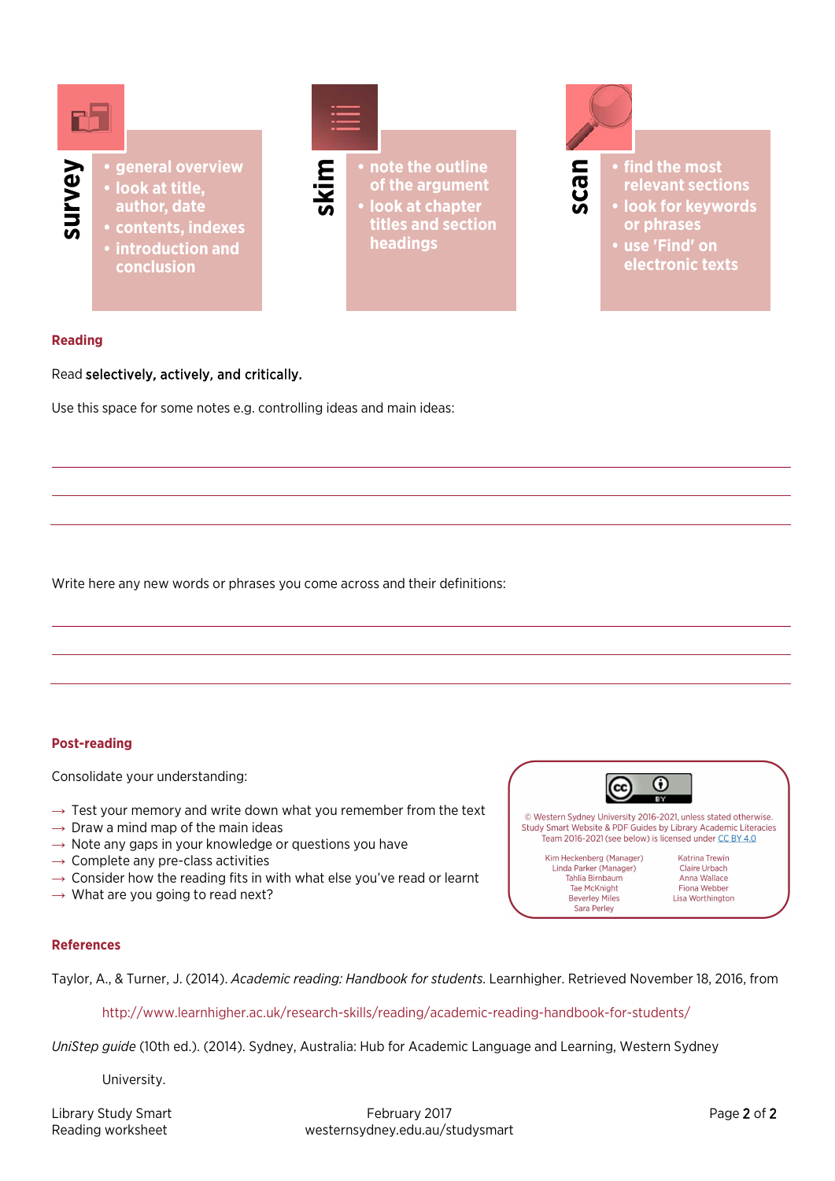**survey**

- general overview
- look at title, author, date
- contents, indexes
- introduction and conclusion

**skim**

- note the outline of the argument
- look at chapter titles and section headings

**scan**

- find the most relevant sections
- look for keywords or phrases
- use 'Find' on electronic texts

## Reading

Read **selectively, actively, and critically.**

Use this space for some notes e.g. controlling ideas and main ideas:

Write here any new words or phrases you come across and their definitions:

## Post-reading

Consolidate your understanding:

→ Test your memory and write down what you remember from the text
→ Draw a mind map of the main ideas
→ Note any gaps in your knowledge or questions you have
→ Complete any pre-class activities
→ Consider how the reading fits in with what else you've read or learnt
→ What are you going to read next?

© Western Sydney University 2016-2021, unless stated otherwise. Study Smart Website & PDF Guides by Library Academic Literacies Team 2016-2021 (see below) is licensed under CC BY 4.0

Kim Heckenberg (Manager)
Linda Parker (Manager)
Tahlia Birnbaum
Tae McKnight
Beverley Miles
Sara Perley
Katrina Trewin
Claire Urbach
Anna Wallace
Fiona Webber
Lisa Worthington

## References

Taylor, A., & Turner, J. (2014). *Academic reading: Handbook for students*. Learnhigher. Retrieved November 18, 2016, from http://www.learnhigher.ac.uk/research-skills/reading/academic-reading-handbook-for-students/

*UniStep guide* (10th ed.). (2014). Sydney, Australia: Hub for Academic Language and Learning, Western Sydney University.

Library Study Smart
Reading worksheet

February 2017
westernsydney.edu.au/studysmart